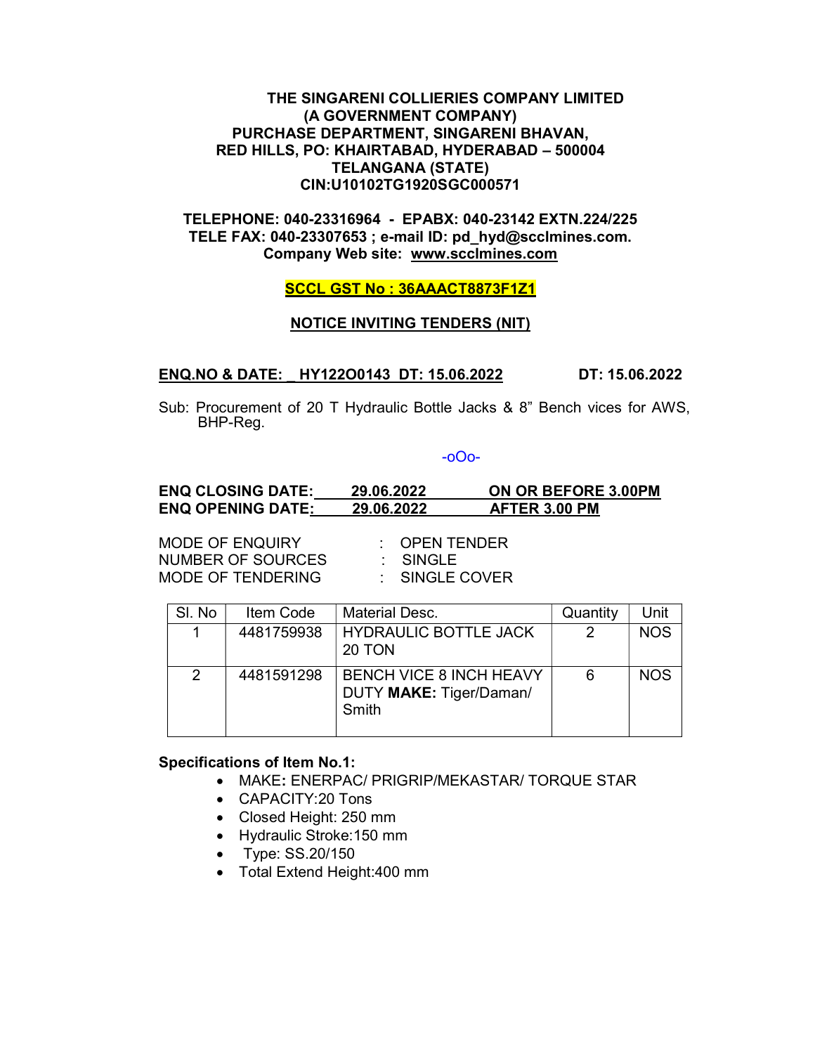**THE SINGARENI COLLIERIES COMPANY LIMITED**
**(A GOVERNMENT COMPANY)**
**PURCHASE DEPARTMENT, SINGARENI BHAVAN,**
**RED HILLS, PO: KHAIRTABAD, HYDERABAD – 500004**
**TELANGANA (STATE)**
**CIN:U10102TG1920SGC000571**

**TELEPHONE: 040-23316964 - EPABX: 040-23142 EXTN.224/225**
**TELE FAX: 040-23307653 ; e-mail ID: pd_hyd@scclmines.com.**
**Company Web site: www.scclmines.com**

**SCCL GST No : 36AAACT8873F1Z1**

## NOTICE INVITING TENDERS (NIT)

**ENQ.NO & DATE: HY122O0143 DT: 15.06.2022** **DT: 15.06.2022**

Sub: Procurement of 20 T Hydraulic Bottle Jacks & 8" Bench vices for AWS, BHP-Reg.

-oOo-

**ENQ CLOSING DATE: 29.06.2022 ON OR BEFORE 3.00PM**
**ENQ OPENING DATE: 29.06.2022 AFTER 3.00 PM**

MODE OF ENQUIRY : OPEN TENDER
NUMBER OF SOURCES : SINGLE
MODE OF TENDERING : SINGLE COVER

| Sl. No | Item Code | Material Desc. | Quantity | Unit |
|---|---|---|---|---|
| 1 | 4481759938 | HYDRAULIC BOTTLE JACK 20 TON | 2 | NOS |
| 2 | 4481591298 | BENCH VICE 8 INCH HEAVY DUTY **MAKE:** Tiger/Daman/ Smith | 6 | NOS |

**Specifications of Item No.1:**

- MAKE**:** ENERPAC/ PRIGRIP/MEKASTAR/ TORQUE STAR
- CAPACITY:20 Tons
- Closed Height: 250 mm
- Hydraulic Stroke:150 mm
- Type: SS.20/150
- Total Extend Height:400 mm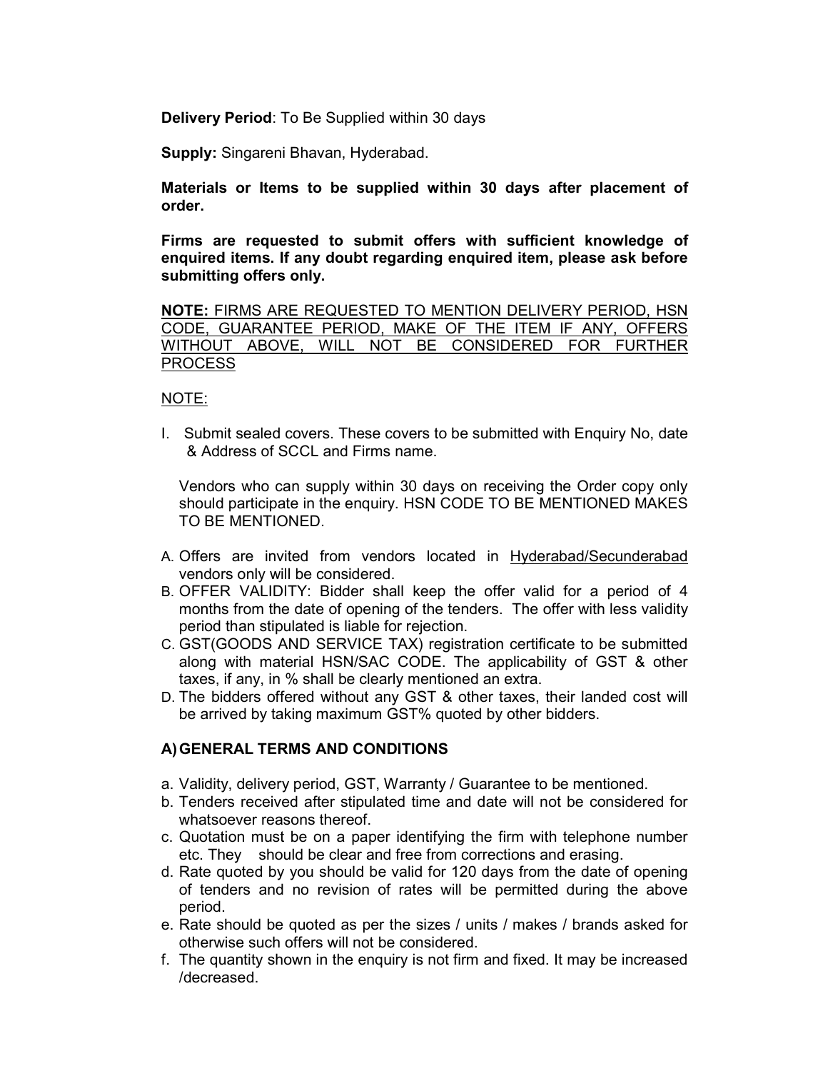**Delivery Period**: To Be Supplied within 30 days

**Supply:** Singareni Bhavan, Hyderabad.

**Materials or Items to be supplied within 30 days after placement of order.**

**Firms are requested to submit offers with sufficient knowledge of enquired items. If any doubt regarding enquired item, please ask before submitting offers only.**

<u>**NOTE:** FIRMS ARE REQUESTED TO MENTION DELIVERY PERIOD, HSN CODE, GUARANTEE PERIOD, MAKE OF THE ITEM IF ANY, OFFERS WITHOUT ABOVE, WILL NOT BE CONSIDERED FOR FURTHER PROCESS</u>

<u>NOTE:</u>

I. Submit sealed covers. These covers to be submitted with Enquiry No, date & Address of SCCL and Firms name.

   Vendors who can supply within 30 days on receiving the Order copy only should participate in the enquiry. HSN CODE TO BE MENTIONED MAKES TO BE MENTIONED.

A. Offers are invited from vendors located in <u>Hyderabad/Secunderabad</u> vendors only will be considered.
B. OFFER VALIDITY: Bidder shall keep the offer valid for a period of 4 months from the date of opening of the tenders. The offer with less validity period than stipulated is liable for rejection.
C. GST(GOODS AND SERVICE TAX) registration certificate to be submitted along with material HSN/SAC CODE. The applicability of GST & other taxes, if any, in % shall be clearly mentioned an extra.
D. The bidders offered without any GST & other taxes, their landed cost will be arrived by taking maximum GST% quoted by other bidders.

## A) GENERAL TERMS AND CONDITIONS

a. Validity, delivery period, GST, Warranty / Guarantee to be mentioned.
b. Tenders received after stipulated time and date will not be considered for whatsoever reasons thereof.
c. Quotation must be on a paper identifying the firm with telephone number etc. They should be clear and free from corrections and erasing.
d. Rate quoted by you should be valid for 120 days from the date of opening of tenders and no revision of rates will be permitted during the above period.
e. Rate should be quoted as per the sizes / units / makes / brands asked for otherwise such offers will not be considered.
f. The quantity shown in the enquiry is not firm and fixed. It may be increased /decreased.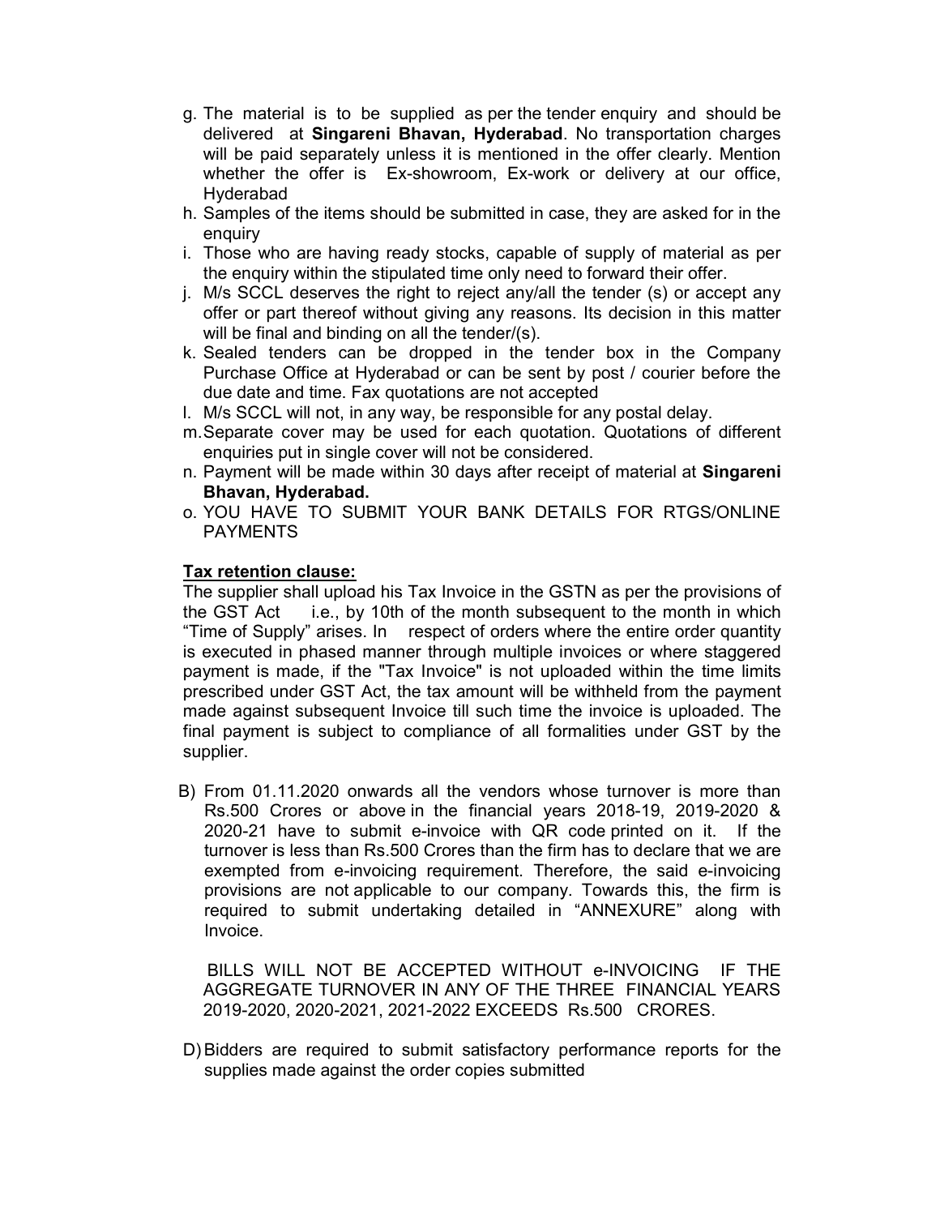g. The material is to be supplied as per the tender enquiry and should be delivered at **Singareni Bhavan, Hyderabad**. No transportation charges will be paid separately unless it is mentioned in the offer clearly. Mention whether the offer is Ex-showroom, Ex-work or delivery at our office, Hyderabad
h. Samples of the items should be submitted in case, they are asked for in the enquiry
i. Those who are having ready stocks, capable of supply of material as per the enquiry within the stipulated time only need to forward their offer.
j. M/s SCCL deserves the right to reject any/all the tender (s) or accept any offer or part thereof without giving any reasons. Its decision in this matter will be final and binding on all the tender/(s).
k. Sealed tenders can be dropped in the tender box in the Company Purchase Office at Hyderabad or can be sent by post / courier before the due date and time. Fax quotations are not accepted
l. M/s SCCL will not, in any way, be responsible for any postal delay.
m. Separate cover may be used for each quotation. Quotations of different enquiries put in single cover will not be considered.
n. Payment will be made within 30 days after receipt of material at **Singareni Bhavan, Hyderabad.**
o. YOU HAVE TO SUBMIT YOUR BANK DETAILS FOR RTGS/ONLINE PAYMENTS

**Tax retention clause:**

The supplier shall upload his Tax Invoice in the GSTN as per the provisions of the GST Act i.e., by 10th of the month subsequent to the month in which "Time of Supply" arises. In respect of orders where the entire order quantity is executed in phased manner through multiple invoices or where staggered payment is made, if the "Tax Invoice" is not uploaded within the time limits prescribed under GST Act, the tax amount will be withheld from the payment made against subsequent Invoice till such time the invoice is uploaded. The final payment is subject to compliance of all formalities under GST by the supplier.

B) From 01.11.2020 onwards all the vendors whose turnover is more than Rs.500 Crores or above in the financial years 2018-19, 2019-2020 & 2020-21 have to submit e-invoice with QR code printed on it. If the turnover is less than Rs.500 Crores than the firm has to declare that we are exempted from e-invoicing requirement. Therefore, the said e-invoicing provisions are not applicable to our company. Towards this, the firm is required to submit undertaking detailed in "ANNEXURE" along with Invoice.

BILLS WILL NOT BE ACCEPTED WITHOUT e-INVOICING IF THE AGGREGATE TURNOVER IN ANY OF THE THREE FINANCIAL YEARS 2019-2020, 2020-2021, 2021-2022 EXCEEDS Rs.500 CRORES.

D) Bidders are required to submit satisfactory performance reports for the supplies made against the order copies submitted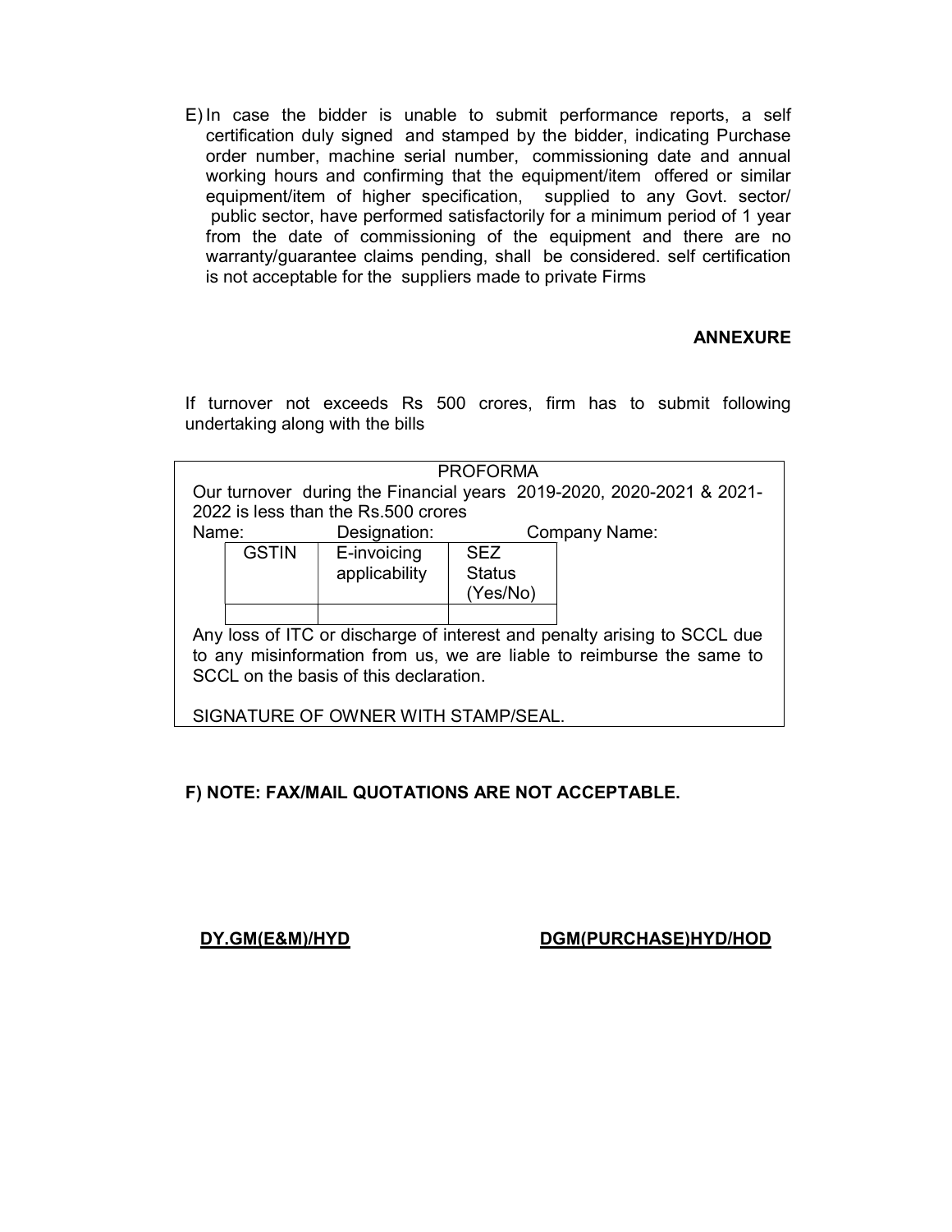E) In case the bidder is unable to submit performance reports, a self certification duly signed and stamped by the bidder, indicating Purchase order number, machine serial number, commissioning date and annual working hours and confirming that the equipment/item offered or similar equipment/item of higher specification, supplied to any Govt. sector/ public sector, have performed satisfactorily for a minimum period of 1 year from the date of commissioning of the equipment and there are no warranty/guarantee claims pending, shall be considered. self certification is not acceptable for the suppliers made to private Firms

**ANNEXURE**

If turnover not exceeds Rs 500 crores, firm has to submit following undertaking along with the bills

PROFORMA

Our turnover during the Financial years 2019-2020, 2020-2021 & 2021-2022 is less than the Rs.500 crores

Name: Designation: Company Name:

| GSTIN | E-invoicing applicability | SEZ Status (Yes/No) |
|---|---|---|
| | | |

Any loss of ITC or discharge of interest and penalty arising to SCCL due to any misinformation from us, we are liable to reimburse the same to SCCL on the basis of this declaration.

SIGNATURE OF OWNER WITH STAMP/SEAL.

**F) NOTE: FAX/MAIL QUOTATIONS ARE NOT ACCEPTABLE.**

**DY.GM(E&M)/HYD** **DGM(PURCHASE)HYD/HOD**